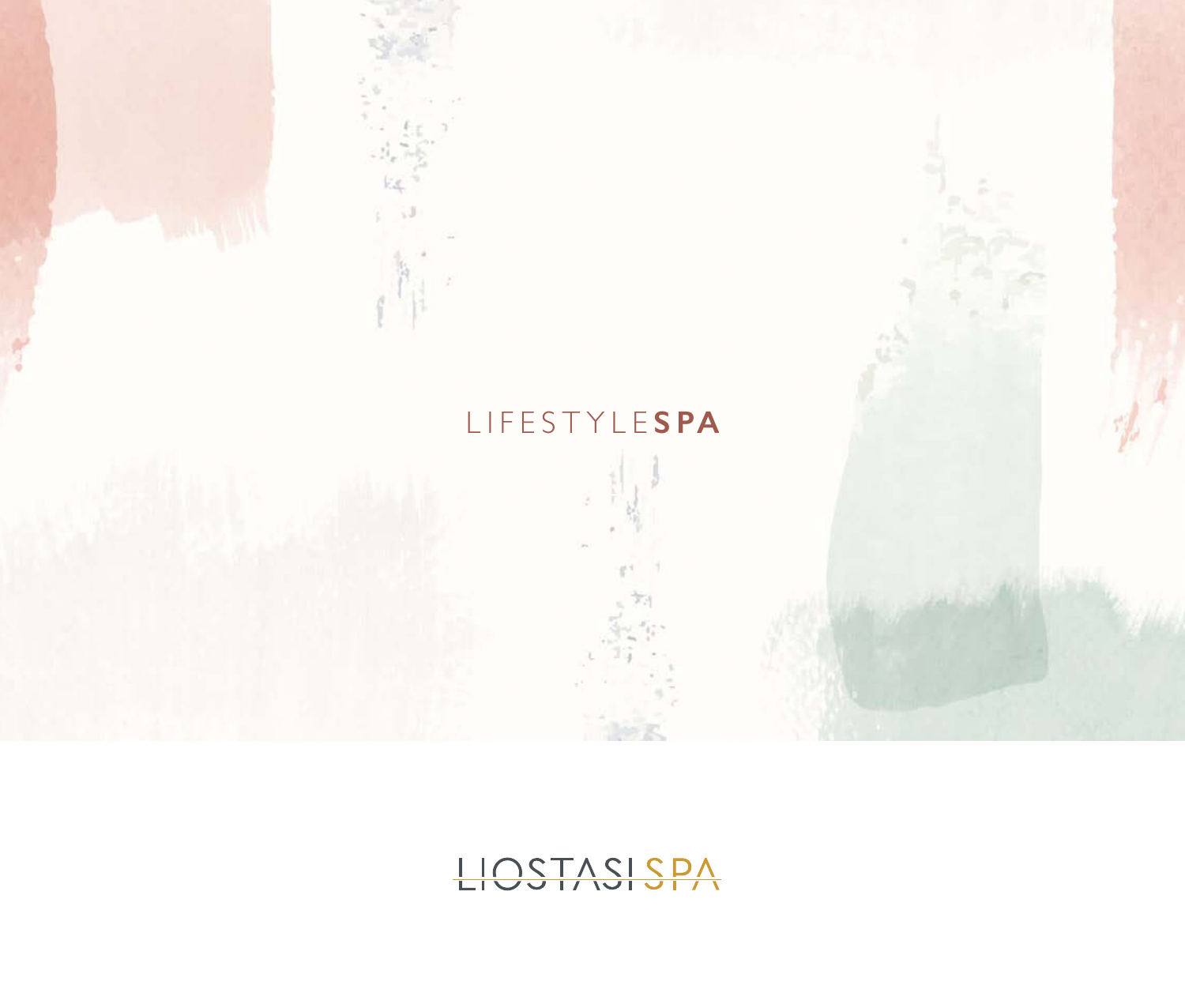# LIFESTYLE**SPA**

LIOSTASI SPA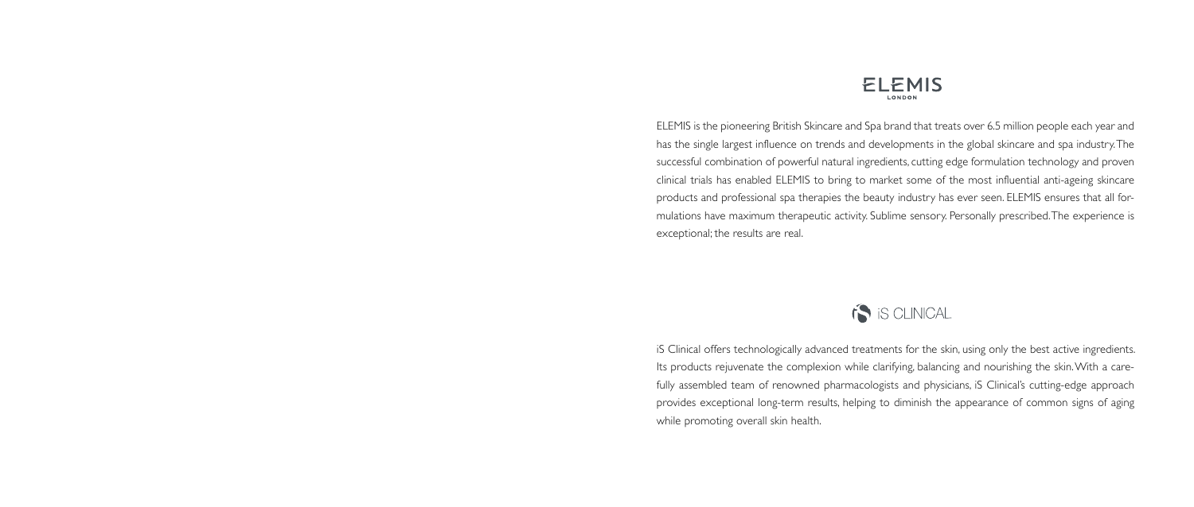# ELEMIS

LONDON

ELEMIS is the pioneering British Skincare and Spa brand that treats over 6.5 million people each year and has the single largest influence on trends and developments in the global skincare and spa industry. The successful combination of powerful natural ingredients, cutting edge formulation technology and proven clinical trials has enabled ELEMIS to bring to market some of the most influential anti-ageing skincare products and professional spa therapies the beauty industry has ever seen. ELEMIS ensures that all formulations have maximum therapeutic activity. Sublime sensory. Personally prescribed. The experience is exceptional; the results are real.

# iS CLINICAL

iS Clinical offers technologically advanced treatments for the skin, using only the best active ingredients. Its products rejuvenate the complexion while clarifying, balancing and nourishing the skin. With a carefully assembled team of renowned pharmacologists and physicians, iS Clinical's cutting-edge approach provides exceptional long-term results, helping to diminish the appearance of common signs of aging while promoting overall skin health.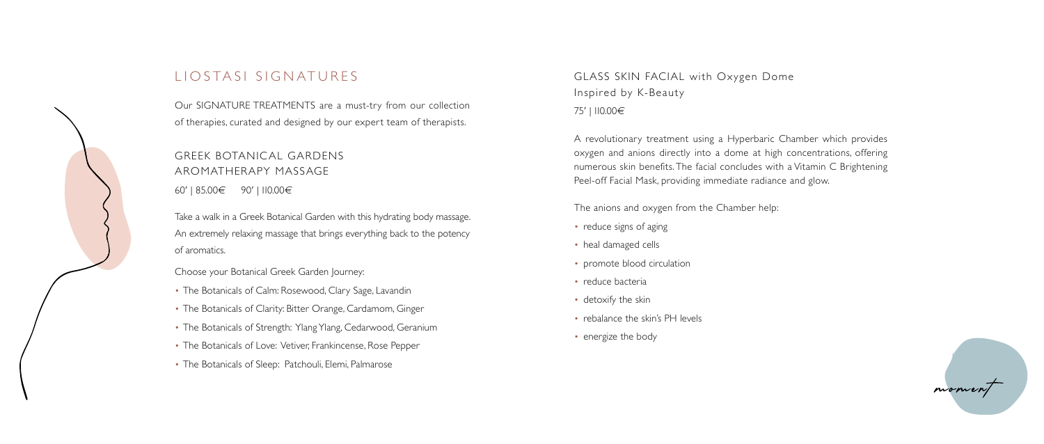# LIOSTASI SIGNATURES

Our SIGNATURE TREATMENTS are a must-try from our collection of therapies, curated and designed by our expert team of therapists.

## GREEK BOTANICAL GARDENS AROMATHERAPY MASSAGE

60′ | 85.00€    90′ | 110.00€

Take a walk in a Greek Botanical Garden with this hydrating body massage. An extremely relaxing massage that brings everything back to the potency of aromatics.

Choose your Botanical Greek Garden Journey:

- The Botanicals of Calm: Rosewood, Clary Sage, Lavandin
- The Botanicals of Clarity: Bitter Orange, Cardamom, Ginger
- The Botanicals of Strength: Ylang Ylang, Cedarwood, Geranium
- The Botanicals of Love: Vetiver, Frankincense, Rose Pepper
- The Botanicals of Sleep: Patchouli, Elemi, Palmarose

## GLASS SKIN FACIAL with Oxygen Dome

Inspired by K-Beauty

75′ | 110.00€

A revolutionary treatment using a Hyperbaric Chamber which provides oxygen and anions directly into a dome at high concentrations, offering numerous skin benefits. The facial concludes with a Vitamin C Brightening Peel-off Facial Mask, providing immediate radiance and glow.

The anions and oxygen from the Chamber help:

- reduce signs of aging
- heal damaged cells
- promote blood circulation
- reduce bacteria
- detoxify the skin
- rebalance the skin's PH levels
- energize the body

moment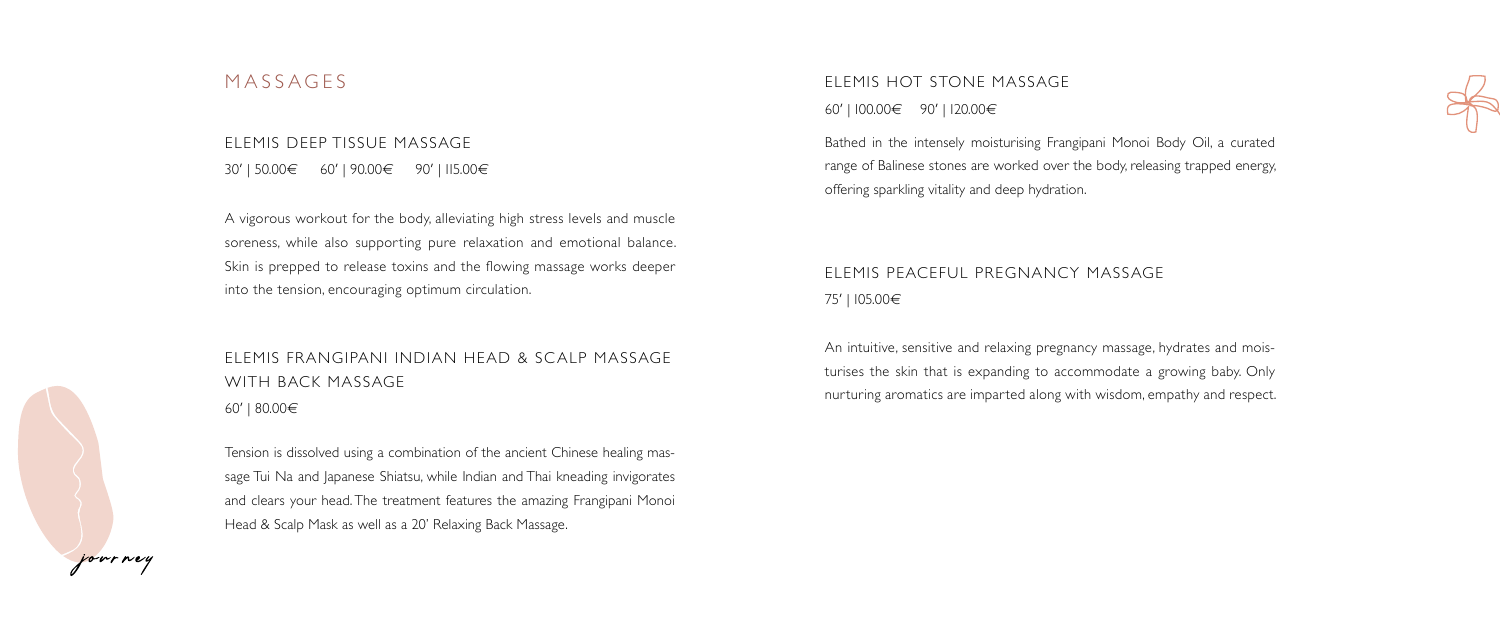# MASSAGES

## ELEMIS DEEP TISSUE MASSAGE

30' | 50.00€ 60' | 90.00€ 90' | 115.00€

A vigorous workout for the body, alleviating high stress levels and muscle soreness, while also supporting pure relaxation and emotional balance. Skin is prepped to release toxins and the flowing massage works deeper into the tension, encouraging optimum circulation.

## ELEMIS FRANGIPANI INDIAN HEAD & SCALP MASSAGE WITH BACK MASSAGE

60' | 80.00€

Tension is dissolved using a combination of the ancient Chinese healing massage Tui Na and Japanese Shiatsu, while Indian and Thai kneading invigorates and clears your head. The treatment features the amazing Frangipani Monoi Head & Scalp Mask as well as a 20' Relaxing Back Massage.

journey

## ELEMIS HOT STONE MASSAGE

60' | 100.00€ 90' | 120.00€

Bathed in the intensely moisturising Frangipani Monoi Body Oil, a curated range of Balinese stones are worked over the body, releasing trapped energy, offering sparkling vitality and deep hydration.

## ELEMIS PEACEFUL PREGNANCY MASSAGE

75' | 105.00€

An intuitive, sensitive and relaxing pregnancy massage, hydrates and moisturises the skin that is expanding to accommodate a growing baby. Only nurturing aromatics are imparted along with wisdom, empathy and respect.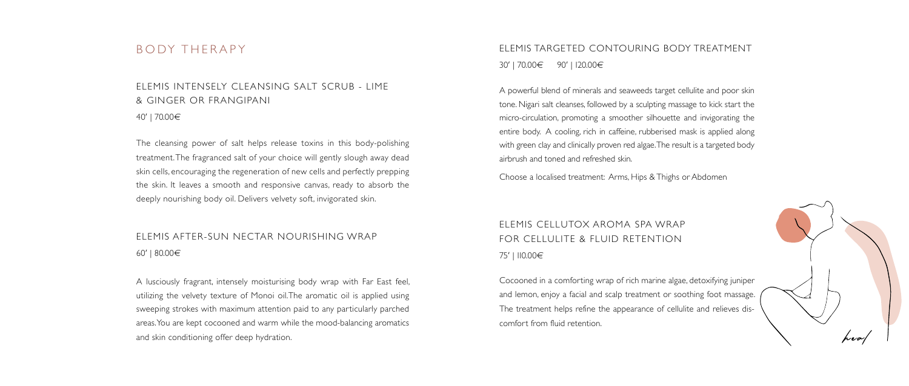# BODY THERAPY

## ELEMIS INTENSELY CLEANSING SALT SCRUB - LIME & GINGER OR FRANGIPANI

40' | 70.00€

The cleansing power of salt helps release toxins in this body-polishing treatment. The fragranced salt of your choice will gently slough away dead skin cells, encouraging the regeneration of new cells and perfectly prepping the skin. It leaves a smooth and responsive canvas, ready to absorb the deeply nourishing body oil. Delivers velvety soft, invigorated skin.

## ELEMIS AFTER-SUN NECTAR NOURISHING WRAP

60' | 80.00€

A lusciously fragrant, intensely moisturising body wrap with Far East feel, utilizing the velvety texture of Monoi oil. The aromatic oil is applied using sweeping strokes with maximum attention paid to any particularly parched areas. You are kept cocooned and warm while the mood-balancing aromatics and skin conditioning offer deep hydration.

## ELEMIS TARGETED CONTOURING BODY TREATMENT

30' | 70.00€ 90' | 120.00€

A powerful blend of minerals and seaweeds target cellulite and poor skin tone. Nigari salt cleanses, followed by a sculpting massage to kick start the micro-circulation, promoting a smoother silhouette and invigorating the entire body. A cooling, rich in caffeine, rubberised mask is applied along with green clay and clinically proven red algae. The result is a targeted body airbrush and toned and refreshed skin.

Choose a localised treatment: Arms, Hips & Thighs or Abdomen

## ELEMIS CELLUTOX AROMA SPA WRAP FOR CELLULITE & FLUID RETENTION

75' | 110.00€

Cocooned in a comforting wrap of rich marine algae, detoxifying juniper and lemon, enjoy a facial and scalp treatment or soothing foot massage. The treatment helps refine the appearance of cellulite and relieves discomfort from fluid retention.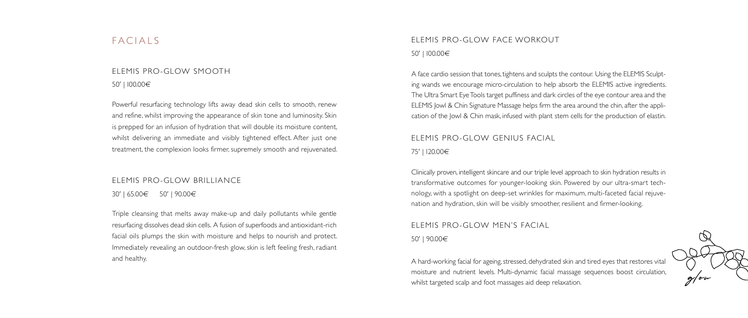# FACIALS

## ELEMIS PRO-GLOW SMOOTH

50' | 100.00€

Powerful resurfacing technology lifts away dead skin cells to smooth, renew and refine, whilst improving the appearance of skin tone and luminosity. Skin is prepped for an infusion of hydration that will double its moisture content, whilst delivering an immediate and visibly tightened effect. After just one treatment, the complexion looks firmer, supremely smooth and rejuvenated.

## ELEMIS PRO-GLOW BRILLIANCE

30' | 65.00€ 50' | 90.00€

Triple cleansing that melts away make-up and daily pollutants while gentle resurfacing dissolves dead skin cells. A fusion of superfoods and antioxidant-rich facial oils plumps the skin with moisture and helps to nourish and protect. Immediately revealing an outdoor-fresh glow, skin is left feeling fresh, radiant and healthy.

## ELEMIS PRO-GLOW FACE WORKOUT

50' | 100.00€

A face cardio session that tones, tightens and sculpts the contour. Using the ELEMIS Sculpting wands we encourage micro-circulation to help absorb the ELEMIS active ingredients. The Ultra Smart Eye Tools target puffiness and dark circles of the eye contour area and the ELEMIS Jowl & Chin Signature Massage helps firm the area around the chin, after the application of the Jowl & Chin mask, infused with plant stem cells for the production of elastin.

## ELEMIS PRO-GLOW GENIUS FACIAL

75' | 120.00€

Clinically proven, intelligent skincare and our triple level approach to skin hydration results in transformative outcomes for younger-looking skin. Powered by our ultra-smart technology, with a spotlight on deep-set wrinkles for maximum, multi-faceted facial rejuvenation and hydration, skin will be visibly smoother, resilient and firmer-looking.

## ELEMIS PRO-GLOW MEN'S FACIAL

50' | 90.00€

A hard-working facial for ageing, stressed, dehydrated skin and tired eyes that restores vital moisture and nutrient levels. Multi-dynamic facial massage sequences boost circulation, whilst targeted scalp and foot massages aid deep relaxation.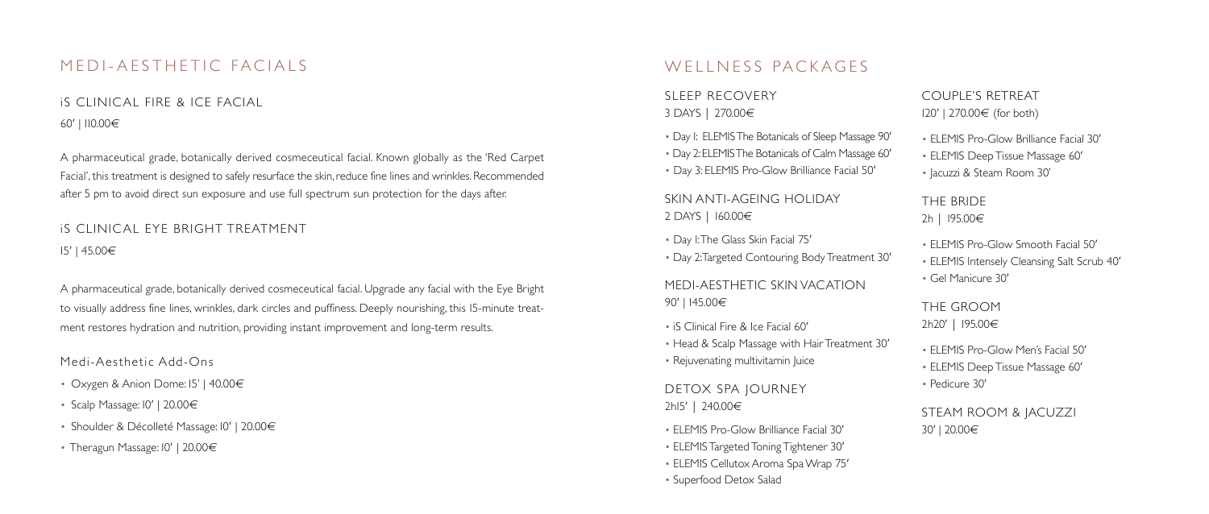# MEDI-AESTHETIC FACIALS

## iS CLINICAL FIRE & ICE FACIAL

60' | 110.00€

A pharmaceutical grade, botanically derived cosmeceutical facial. Known globally as the 'Red Carpet Facial', this treatment is designed to safely resurface the skin, reduce fine lines and wrinkles. Recommended after 5 pm to avoid direct sun exposure and use full spectrum sun protection for the days after.

## iS CLINICAL EYE BRIGHT TREATMENT

15' | 45.00€

A pharmaceutical grade, botanically derived cosmeceutical facial. Upgrade any facial with the Eye Bright to visually address fine lines, wrinkles, dark circles and puffiness. Deeply nourishing, this 15-minute treatment restores hydration and nutrition, providing instant improvement and long-term results.

### Medi-Aesthetic Add-Ons

- Oxygen & Anion Dome: 15' | 40.00€
- Scalp Massage: 10' | 20.00€
- Shoulder & Décolleté Massage: 10' | 20.00€
- Theragun Massage: 10' | 20.00€

# WELLNESS PACKAGES

## SLEEP RECOVERY

3 DAYS | 270.00€

- Day 1: ELEMIS The Botanicals of Sleep Massage 90'
- Day 2: ELEMIS The Botanicals of Calm Massage 60'
- Day 3: ELEMIS Pro-Glow Brilliance Facial 50'

## SKIN ANTI-AGEING HOLIDAY

2 DAYS | 160.00€

- Day 1: The Glass Skin Facial 75'
- Day 2: Targeted Contouring Body Treatment 30'

## MEDI-AESTHETIC SKIN VACATION

90' | 145.00€

- iS Clinical Fire & Ice Facial 60'
- Head & Scalp Massage with Hair Treatment 30'
- Rejuvenating multivitamin Juice

## DETOX SPA JOURNEY

2h15' | 240.00€

- ELEMIS Pro-Glow Brilliance Facial 30'
- ELEMIS Targeted Toning Tightener 30'
- ELEMIS Cellutox Aroma Spa Wrap 75'
- Superfood Detox Salad

## COUPLE'S RETREAT

120' | 270.00€ (for both)

- ELEMIS Pro-Glow Brilliance Facial 30'
- ELEMIS Deep Tissue Massage 60'
- Jacuzzi & Steam Room 30'

## THE BRIDE

2h | 195.00€

- ELEMIS Pro-Glow Smooth Facial 50'
- ELEMIS Intensely Cleansing Salt Scrub 40'
- Gel Manicure 30'

## THE GROOM

2h20' | 195.00€

- ELEMIS Pro-Glow Men's Facial 50'
- ELEMIS Deep Tissue Massage 60'
- Pedicure 30'

## STEAM ROOM & JACUZZI

30' | 20.00€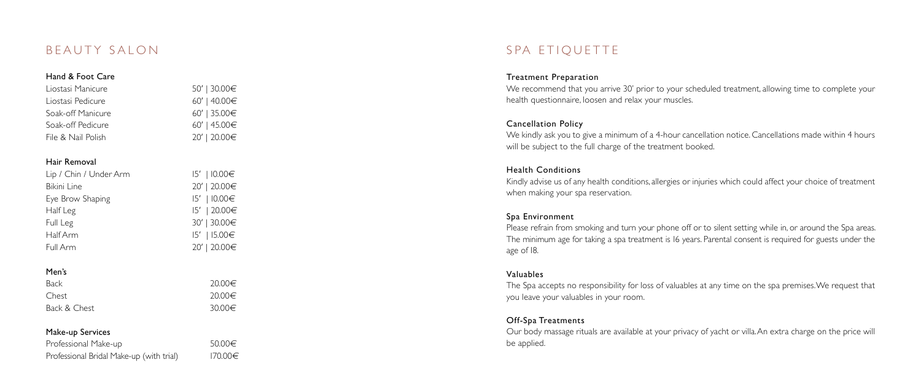## BEAUTY SALON

### Hand & Foot Care

| Service | Duration / Price |
| --- | --- |
| Liostasi Manicure | 50' \| 30.00€ |
| Liostasi Pedicure | 60' \| 40.00€ |
| Soak-off Manicure | 60' \| 35.00€ |
| Soak-off Pedicure | 60' \| 45.00€ |
| File & Nail Polish | 20' \| 20.00€ |

### Hair Removal

| Service | Duration / Price |
| --- | --- |
| Lip / Chin / Under Arm | 15' \| 10.00€ |
| Bikini Line | 20' \| 20.00€ |
| Eye Brow Shaping | 15' \| 10.00€ |
| Half Leg | 15' \| 20.00€ |
| Full Leg | 30' \| 30.00€ |
| Half Arm | 15' \| 15.00€ |
| Full Arm | 20' \| 20.00€ |

### Men's

| Service | Price |
| --- | --- |
| Back | 20.00€ |
| Chest | 20.00€ |
| Back & Chest | 30.00€ |

### Make-up Services

| Service | Price |
| --- | --- |
| Professional Make-up | 50.00€ |
| Professional Bridal Make-up (with trial) | 170.00€ |

## SPA ETIQUETTE

### Treatment Preparation

We recommend that you arrive 30' prior to your scheduled treatment, allowing time to complete your health questionnaire, loosen and relax your muscles.

### Cancellation Policy

We kindly ask you to give a minimum of a 4-hour cancellation notice. Cancellations made within 4 hours will be subject to the full charge of the treatment booked.

### Health Conditions

Kindly advise us of any health conditions, allergies or injuries which could affect your choice of treatment when making your spa reservation.

### Spa Environment

Please refrain from smoking and turn your phone off or to silent setting while in, or around the Spa areas. The minimum age for taking a spa treatment is 16 years. Parental consent is required for guests under the age of 18.

### Valuables

The Spa accepts no responsibility for loss of valuables at any time on the spa premises. We request that you leave your valuables in your room.

### Off-Spa Treatments

Our body massage rituals are available at your privacy of yacht or villa. An extra charge on the price will be applied.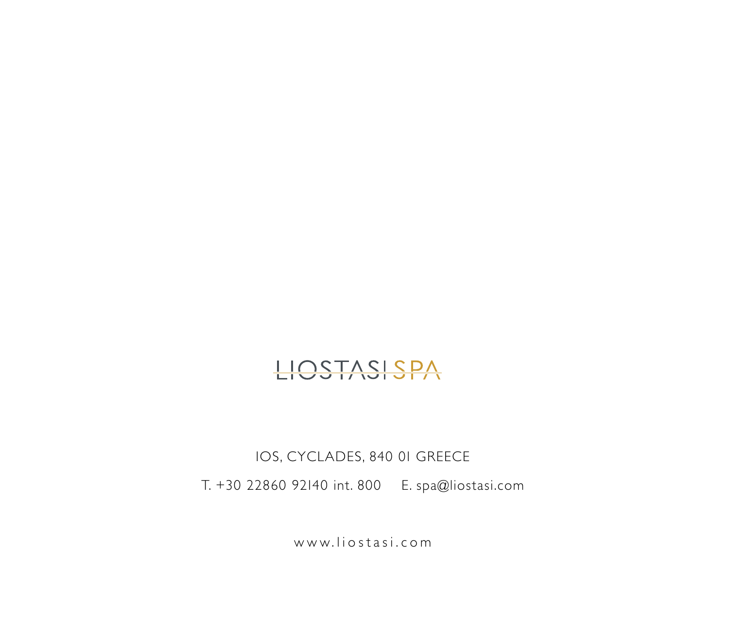LIOSTASI SPA

IOS, CYCLADES, 840 01 GREECE

T. +30 22860 92140 int. 800 E. spa@liostasi.com

www.liostasi.com